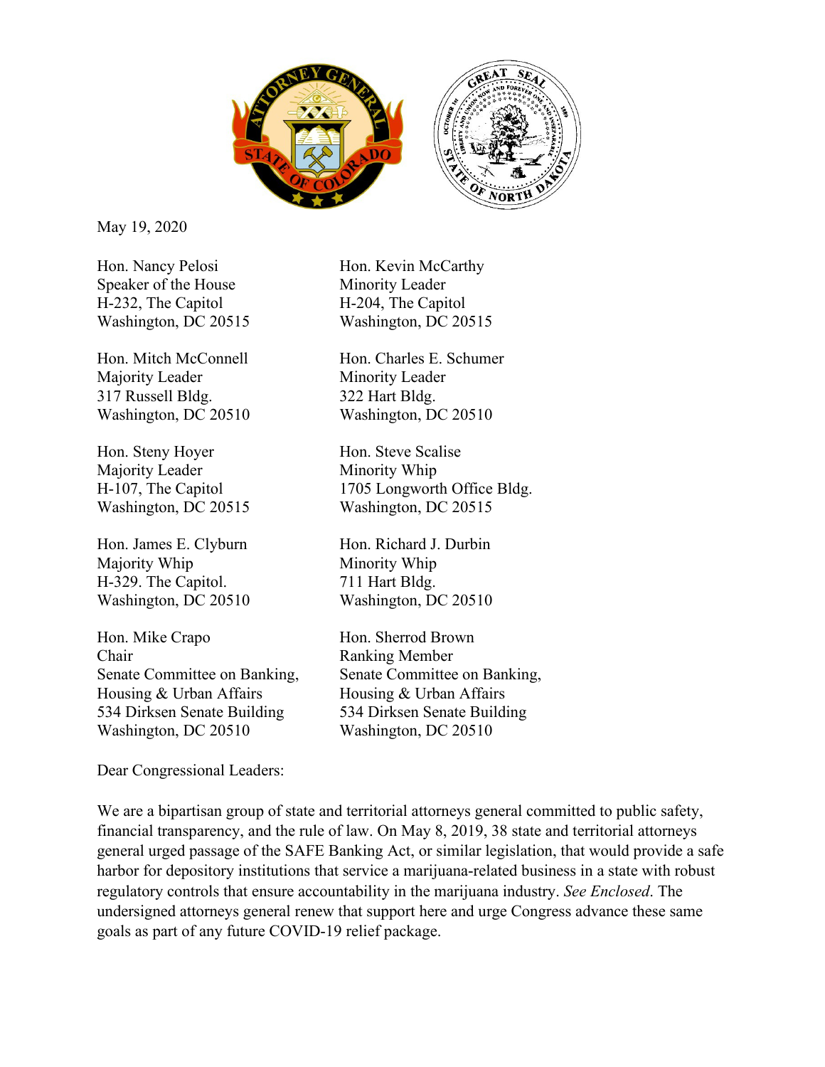May 19, 2020

Hon. Nancy Pelosi
Speaker of the House
H-232, The Capitol
Washington, DC 20515

Hon. Kevin McCarthy
Minority Leader
H-204, The Capitol
Washington, DC 20515

Hon. Mitch McConnell
Majority Leader
317 Russell Bldg.
Washington, DC 20510

Hon. Charles E. Schumer
Minority Leader
322 Hart Bldg.
Washington, DC 20510

Hon. Steny Hoyer
Majority Leader
H-107, The Capitol
Washington, DC 20515

Hon. Steve Scalise
Minority Whip
1705 Longworth Office Bldg.
Washington, DC 20515

Hon. James E. Clyburn
Majority Whip
H-329. The Capitol.
Washington, DC 20510

Hon. Richard J. Durbin
Minority Whip
711 Hart Bldg.
Washington, DC 20510

Hon. Mike Crapo
Chair
Senate Committee on Banking,
Housing & Urban Affairs
534 Dirksen Senate Building
Washington, DC 20510

Hon. Sherrod Brown
Ranking Member
Senate Committee on Banking,
Housing & Urban Affairs
534 Dirksen Senate Building
Washington, DC 20510

Dear Congressional Leaders:

We are a bipartisan group of state and territorial attorneys general committed to public safety, financial transparency, and the rule of law. On May 8, 2019, 38 state and territorial attorneys general urged passage of the SAFE Banking Act, or similar legislation, that would provide a safe harbor for depository institutions that service a marijuana-related business in a state with robust regulatory controls that ensure accountability in the marijuana industry. *See Enclosed*. The undersigned attorneys general renew that support here and urge Congress advance these same goals as part of any future COVID-19 relief package.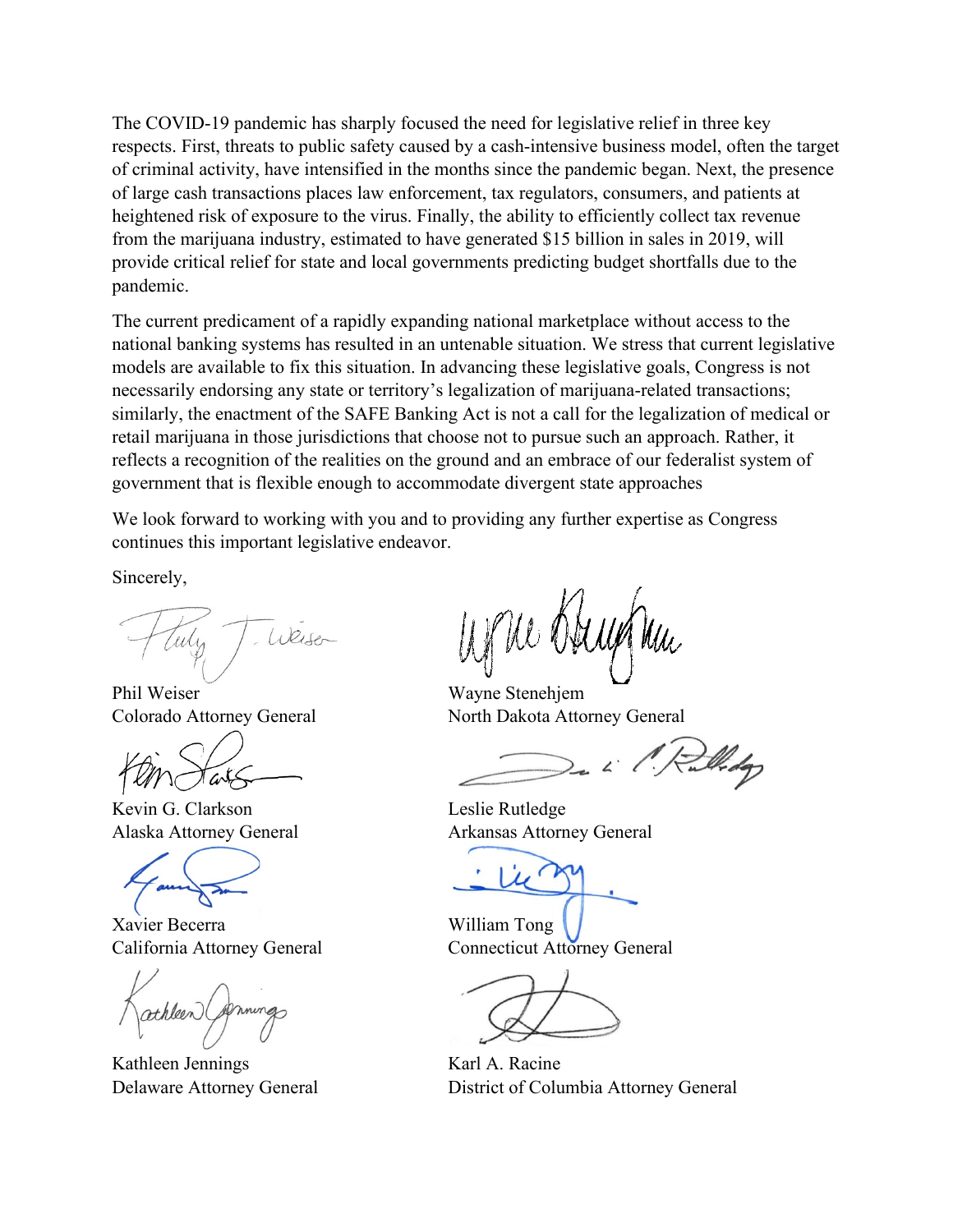The COVID-19 pandemic has sharply focused the need for legislative relief in three key respects. First, threats to public safety caused by a cash-intensive business model, often the target of criminal activity, have intensified in the months since the pandemic began. Next, the presence of large cash transactions places law enforcement, tax regulators, consumers, and patients at heightened risk of exposure to the virus. Finally, the ability to efficiently collect tax revenue from the marijuana industry, estimated to have generated $15 billion in sales in 2019, will provide critical relief for state and local governments predicting budget shortfalls due to the pandemic.

The current predicament of a rapidly expanding national marketplace without access to the national banking systems has resulted in an untenable situation. We stress that current legislative models are available to fix this situation. In advancing these legislative goals, Congress is not necessarily endorsing any state or territory's legalization of marijuana-related transactions; similarly, the enactment of the SAFE Banking Act is not a call for the legalization of medical or retail marijuana in those jurisdictions that choose not to pursue such an approach. Rather, it reflects a recognition of the realities on the ground and an embrace of our federalist system of government that is flexible enough to accommodate divergent state approaches

We look forward to working with you and to providing any further expertise as Congress continues this important legislative endeavor.

Sincerely,

Phil Weiser
Colorado Attorney General

Wayne Stenehjem
North Dakota Attorney General

Kevin G. Clarkson
Alaska Attorney General

Leslie Rutledge
Arkansas Attorney General

Xavier Becerra
California Attorney General

William Tong
Connecticut Attorney General

Kathleen Jennings
Delaware Attorney General

Karl A. Racine
District of Columbia Attorney General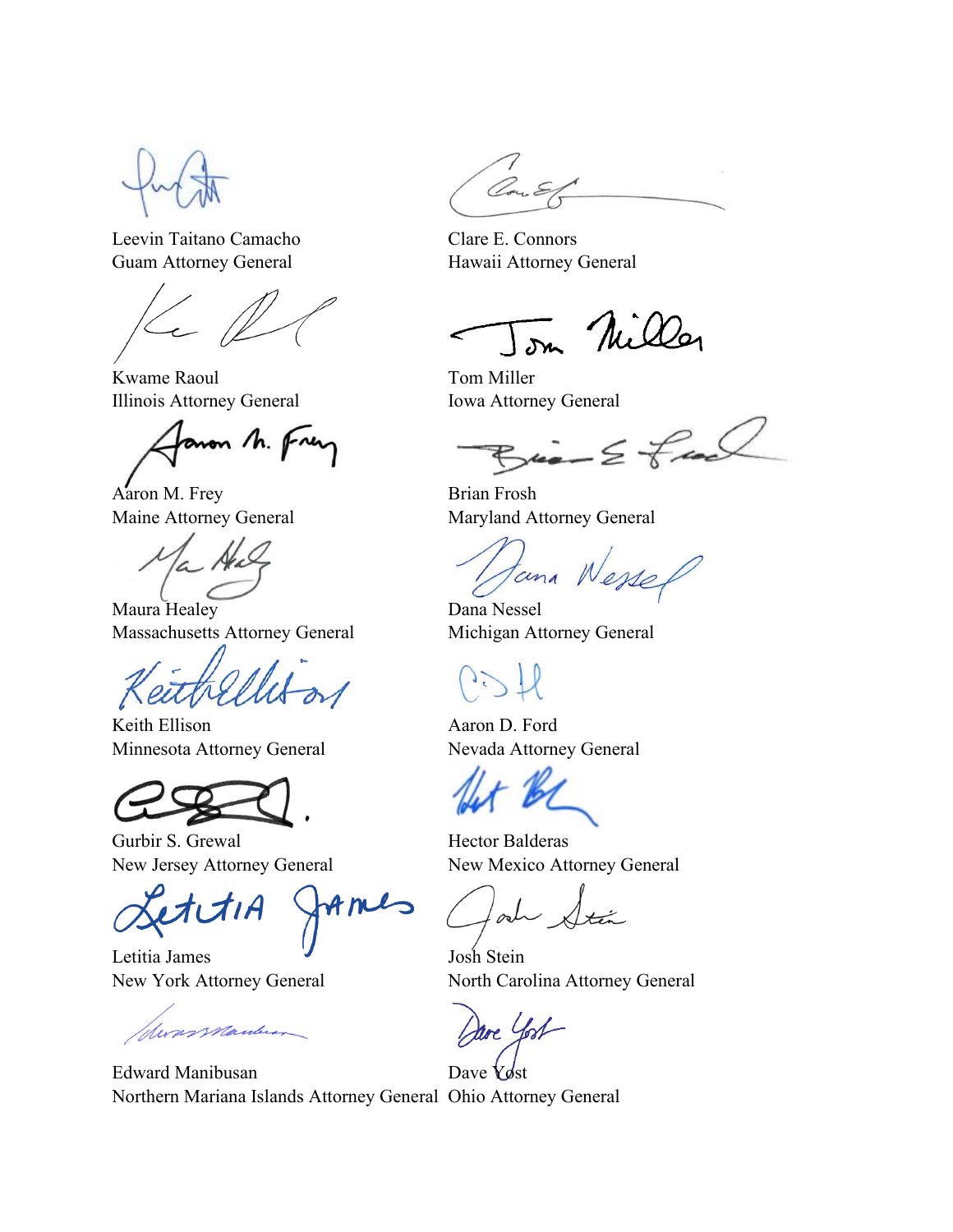Leevin Taitano Camacho
Guam Attorney General

Clare E. Connors
Hawaii Attorney General

Kwame Raoul
Illinois Attorney General

Tom Miller
Iowa Attorney General

Aaron M. Frey
Maine Attorney General

Brian Frosh
Maryland Attorney General

Maura Healey
Massachusetts Attorney General

Dana Nessel
Michigan Attorney General

Keith Ellison
Minnesota Attorney General

Aaron D. Ford
Nevada Attorney General

Gurbir S. Grewal
New Jersey Attorney General

Hector Balderas
New Mexico Attorney General

Letitia James
New York Attorney General

Josh Stein
North Carolina Attorney General

Edward Manibusan
Northern Mariana Islands Attorney General

Dave Yost
Ohio Attorney General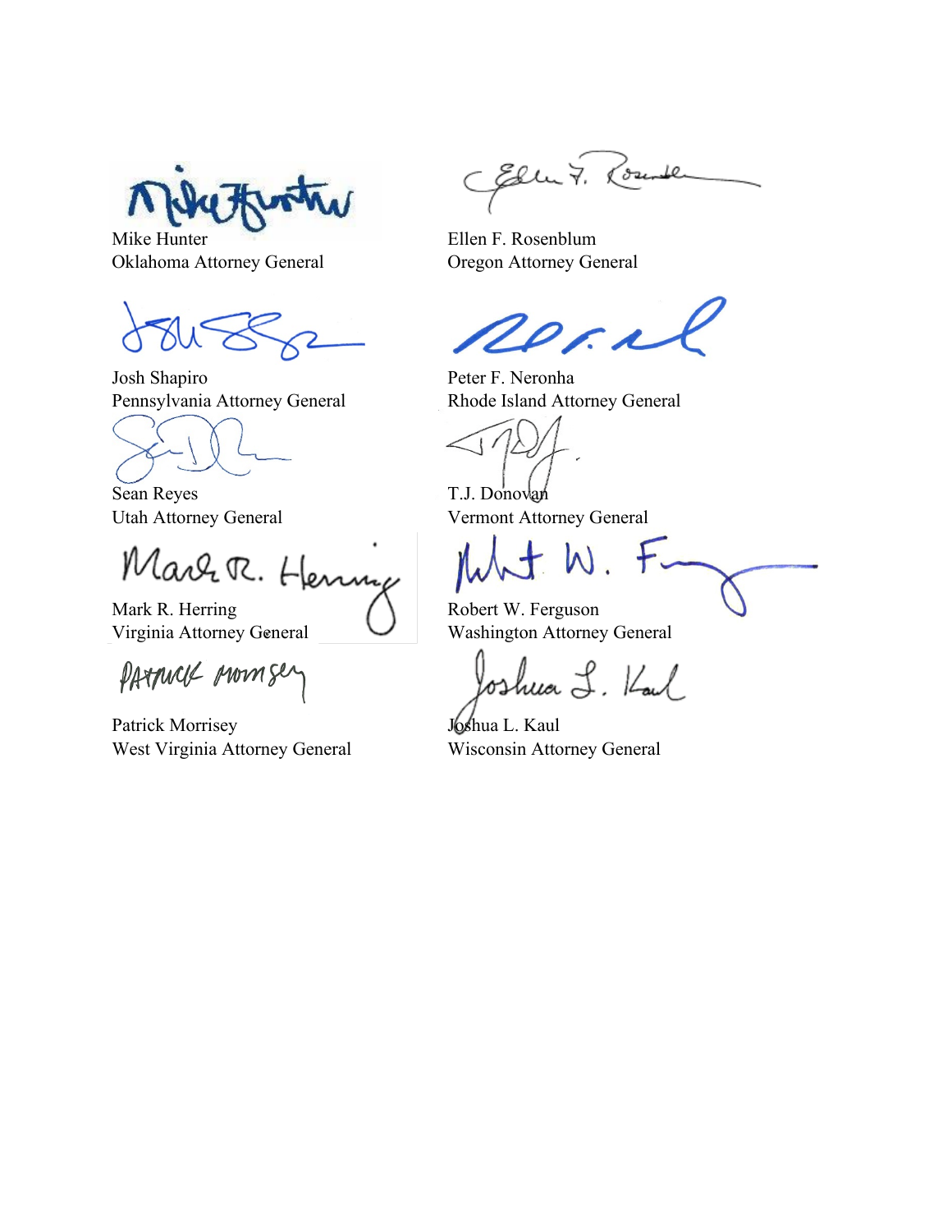Mike Hunter
Oklahoma Attorney General

Ellen F. Rosenblum
Oregon Attorney General

Josh Shapiro
Pennsylvania Attorney General

Peter F. Neronha
Rhode Island Attorney General

Sean Reyes
Utah Attorney General

T.J. Donovan
Vermont Attorney General

Mark R. Herring
Virginia Attorney General

Robert W. Ferguson
Washington Attorney General

Patrick Morrisey
West Virginia Attorney General

Joshua L. Kaul
Wisconsin Attorney General